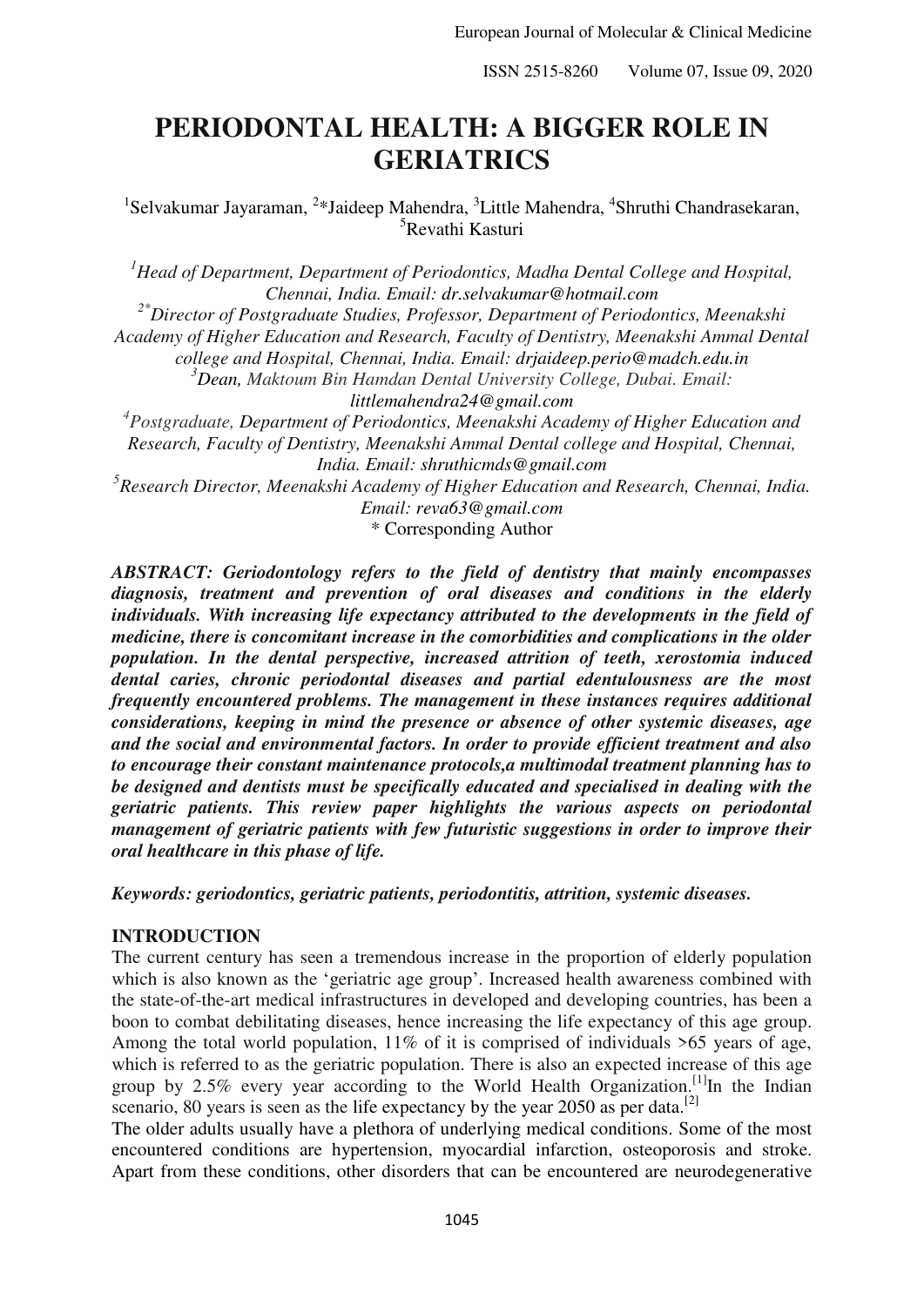# PERIODONTAL HEALTH: A BIGGER ROLE IN GERIATRICS

[1]Selvakumar Jayaraman, [2]*Jaideep Mahendra, [3]Little Mahendra, [4]Shruthi Chandrasekaran, [5]Revathi Kasturi

*[1]Head of Department, Department of Periodontics, Madha Dental College and Hospital, Chennai, India. Email: dr.selvakumar@hotmail.com*
*[2*]Director of Postgraduate Studies, Professor, Department of Periodontics, Meenakshi Academy of Higher Education and Research, Faculty of Dentistry, Meenakshi Ammal Dental college and Hospital, Chennai, India. Email: drjaideep.perio@madch.edu.in*
*[3]Dean, Maktoum Bin Hamdan Dental University College, Dubai. Email: littlemahendra24@gmail.com*
*[4]Postgraduate, Department of Periodontics, Meenakshi Academy of Higher Education and Research, Faculty of Dentistry, Meenakshi Ammal Dental college and Hospital, Chennai, India. Email: shruthicmds@gmail.com*
*[5]Research Director, Meenakshi Academy of Higher Education and Research, Chennai, India. Email: reva63@gmail.com*
\* Corresponding Author

***ABSTRACT: Geriodontology refers to the field of dentistry that mainly encompasses diagnosis, treatment and prevention of oral diseases and conditions in the elderly individuals. With increasing life expectancy attributed to the developments in the field of medicine, there is concomitant increase in the comorbidities and complications in the older population. In the dental perspective, increased attrition of teeth, xerostomia induced dental caries, chronic periodontal diseases and partial edentulousness are the most frequently encountered problems. The management in these instances requires additional considerations, keeping in mind the presence or absence of other systemic diseases, age and the social and environmental factors. In order to provide efficient treatment and also to encourage their constant maintenance protocols,a multimodal treatment planning has to be designed and dentists must be specifically educated and specialised in dealing with the geriatric patients. This review paper highlights the various aspects on periodontal management of geriatric patients with few futuristic suggestions in order to improve their oral healthcare in this phase of life.***

***Keywords: geriodontics, geriatric patients, periodontitis, attrition, systemic diseases.***

## INTRODUCTION

The current century has seen a tremendous increase in the proportion of elderly population which is also known as the 'geriatric age group'. Increased health awareness combined with the state-of-the-art medical infrastructures in developed and developing countries, has been a boon to combat debilitating diseases, hence increasing the life expectancy of this age group. Among the total world population, 11% of it is comprised of individuals >65 years of age, which is referred to as the geriatric population. There is also an expected increase of this age group by 2.5% every year according to the World Health Organization.[1]In the Indian scenario, 80 years is seen as the life expectancy by the year 2050 as per data.[2]

The older adults usually have a plethora of underlying medical conditions. Some of the most encountered conditions are hypertension, myocardial infarction, osteoporosis and stroke. Apart from these conditions, other disorders that can be encountered are neurodegenerative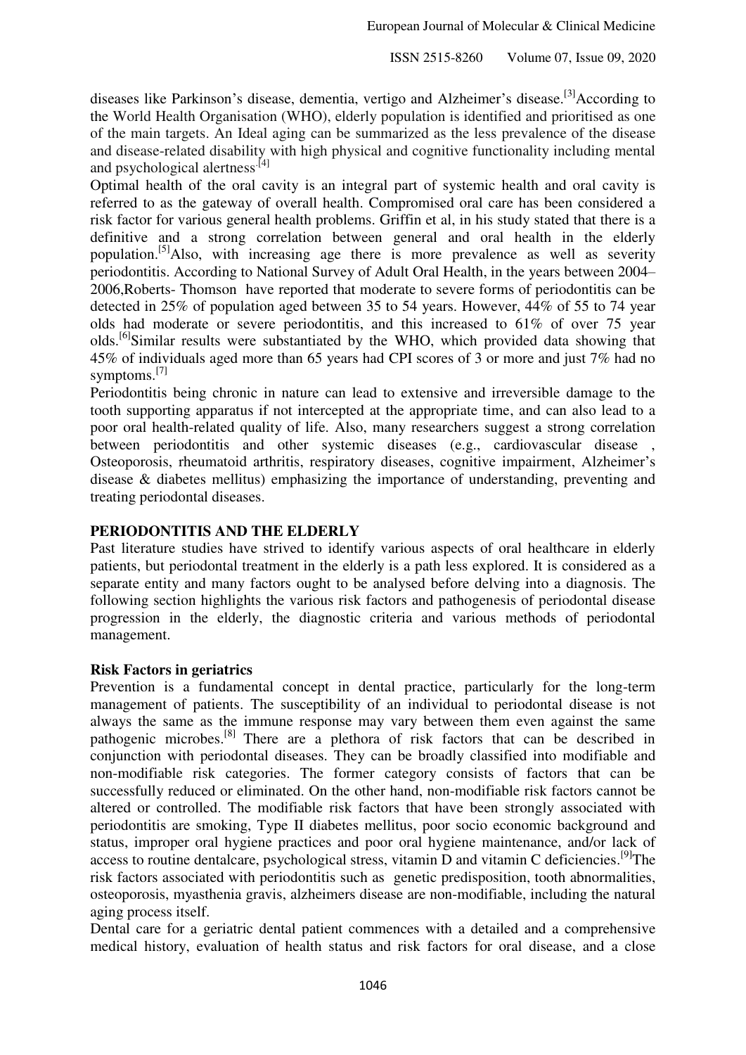diseases like Parkinson's disease, dementia, vertigo and Alzheimer's disease.[3] According to the World Health Organisation (WHO), elderly population is identified and prioritised as one of the main targets. An Ideal aging can be summarized as the less prevalence of the disease and disease-related disability with high physical and cognitive functionality including mental and psychological alertness.[4]

Optimal health of the oral cavity is an integral part of systemic health and oral cavity is referred to as the gateway of overall health. Compromised oral care has been considered a risk factor for various general health problems. Griffin et al, in his study stated that there is a definitive and a strong correlation between general and oral health in the elderly population.[5] Also, with increasing age there is more prevalence as well as severity periodontitis. According to National Survey of Adult Oral Health, in the years between 2004–2006,Roberts- Thomson have reported that moderate to severe forms of periodontitis can be detected in 25% of population aged between 35 to 54 years. However, 44% of 55 to 74 year olds had moderate or severe periodontitis, and this increased to 61% of over 75 year olds.[6] Similar results were substantiated by the WHO, which provided data showing that 45% of individuals aged more than 65 years had CPI scores of 3 or more and just 7% had no symptoms.[7]

Periodontitis being chronic in nature can lead to extensive and irreversible damage to the tooth supporting apparatus if not intercepted at the appropriate time, and can also lead to a poor oral health-related quality of life. Also, many researchers suggest a strong correlation between periodontitis and other systemic diseases (e.g., cardiovascular disease , Osteoporosis, rheumatoid arthritis, respiratory diseases, cognitive impairment, Alzheimer's disease & diabetes mellitus) emphasizing the importance of understanding, preventing and treating periodontal diseases.

## PERIODONTITIS AND THE ELDERLY

Past literature studies have strived to identify various aspects of oral healthcare in elderly patients, but periodontal treatment in the elderly is a path less explored. It is considered as a separate entity and many factors ought to be analysed before delving into a diagnosis. The following section highlights the various risk factors and pathogenesis of periodontal disease progression in the elderly, the diagnostic criteria and various methods of periodontal management.

### Risk Factors in geriatrics

Prevention is a fundamental concept in dental practice, particularly for the long-term management of patients. The susceptibility of an individual to periodontal disease is not always the same as the immune response may vary between them even against the same pathogenic microbes.[8] There are a plethora of risk factors that can be described in conjunction with periodontal diseases. They can be broadly classified into modifiable and non-modifiable risk categories. The former category consists of factors that can be successfully reduced or eliminated. On the other hand, non-modifiable risk factors cannot be altered or controlled. The modifiable risk factors that have been strongly associated with periodontitis are smoking, Type II diabetes mellitus, poor socio economic background and status, improper oral hygiene practices and poor oral hygiene maintenance, and/or lack of access to routine dentalcare, psychological stress, vitamin D and vitamin C deficiencies.[9] The risk factors associated with periodontitis such as genetic predisposition, tooth abnormalities, osteoporosis, myasthenia gravis, alzheimers disease are non-modifiable, including the natural aging process itself.

Dental care for a geriatric dental patient commences with a detailed and a comprehensive medical history, evaluation of health status and risk factors for oral disease, and a close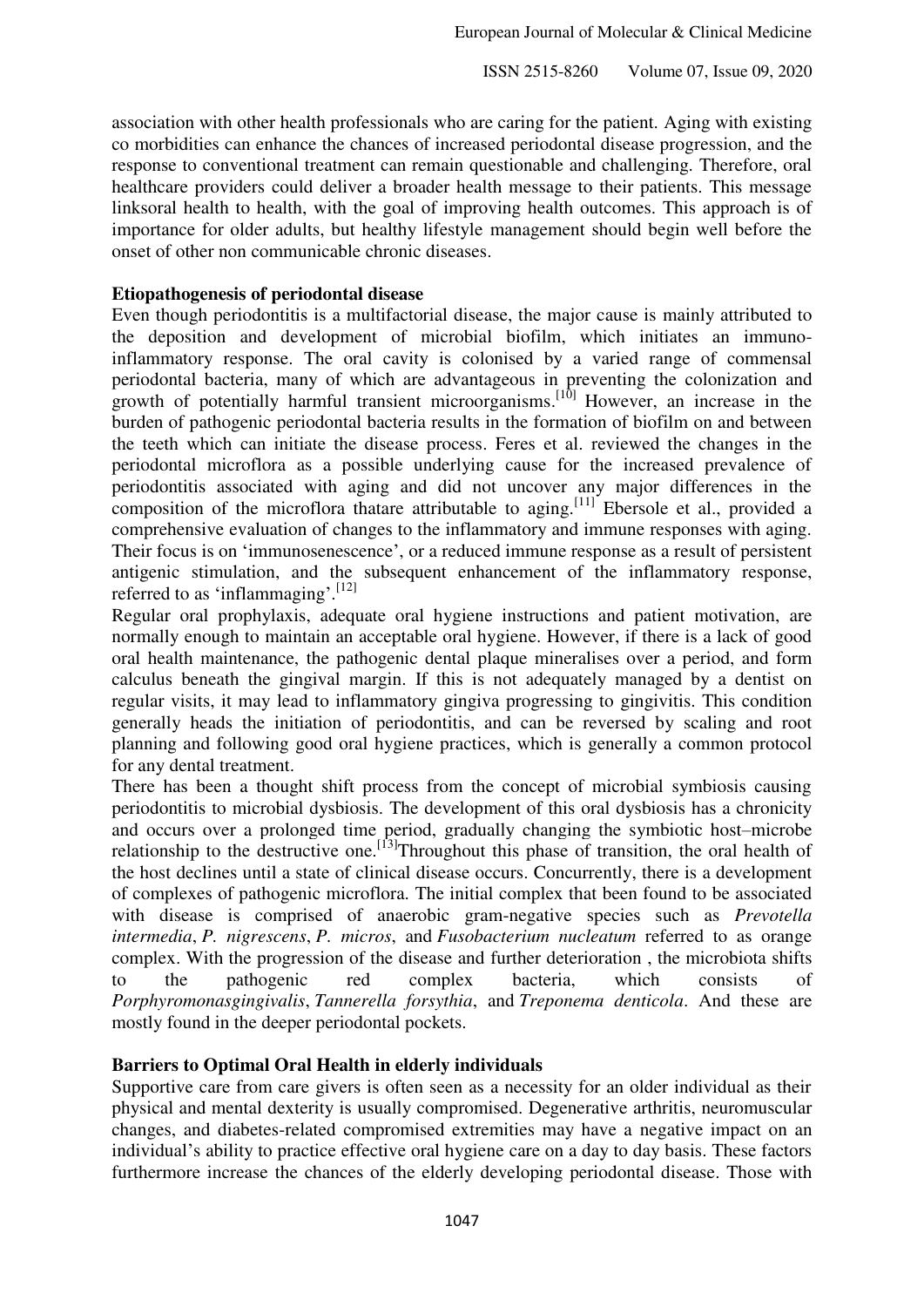association with other health professionals who are caring for the patient. Aging with existing co morbidities can enhance the chances of increased periodontal disease progression, and the response to conventional treatment can remain questionable and challenging. Therefore, oral healthcare providers could deliver a broader health message to their patients. This message linksoral health to health, with the goal of improving health outcomes. This approach is of importance for older adults, but healthy lifestyle management should begin well before the onset of other non communicable chronic diseases.

**Etiopathogenesis of periodontal disease**

Even though periodontitis is a multifactorial disease, the major cause is mainly attributed to the deposition and development of microbial biofilm, which initiates an immuno-inflammatory response. The oral cavity is colonised by a varied range of commensal periodontal bacteria, many of which are advantageous in preventing the colonization and growth of potentially harmful transient microorganisms.[10] However, an increase in the burden of pathogenic periodontal bacteria results in the formation of biofilm on and between the teeth which can initiate the disease process. Feres et al. reviewed the changes in the periodontal microflora as a possible underlying cause for the increased prevalence of periodontitis associated with aging and did not uncover any major differences in the composition of the microflora thatare attributable to aging.[11] Ebersole et al., provided a comprehensive evaluation of changes to the inflammatory and immune responses with aging. Their focus is on 'immunosenescence', or a reduced immune response as a result of persistent antigenic stimulation, and the subsequent enhancement of the inflammatory response, referred to as 'inflammaging'.[12]

Regular oral prophylaxis, adequate oral hygiene instructions and patient motivation, are normally enough to maintain an acceptable oral hygiene. However, if there is a lack of good oral health maintenance, the pathogenic dental plaque mineralises over a period, and form calculus beneath the gingival margin. If this is not adequately managed by a dentist on regular visits, it may lead to inflammatory gingiva progressing to gingivitis. This condition generally heads the initiation of periodontitis, and can be reversed by scaling and root planning and following good oral hygiene practices, which is generally a common protocol for any dental treatment.

There has been a thought shift process from the concept of microbial symbiosis causing periodontitis to microbial dysbiosis. The development of this oral dysbiosis has a chronicity and occurs over a prolonged time period, gradually changing the symbiotic host–microbe relationship to the destructive one.[13]Throughout this phase of transition, the oral health of the host declines until a state of clinical disease occurs. Concurrently, there is a development of complexes of pathogenic microflora. The initial complex that been found to be associated with disease is comprised of anaerobic gram-negative species such as *Prevotella intermedia*, *P. nigrescens*, *P. micros*, and *Fusobacterium nucleatum* referred to as orange complex. With the progression of the disease and further deterioration , the microbiota shifts to the pathogenic red complex bacteria, which consists of *Porphyromonasgingivalis*, *Tannerella forsythia*, and *Treponema denticola*. And these are mostly found in the deeper periodontal pockets.

**Barriers to Optimal Oral Health in elderly individuals**

Supportive care from care givers is often seen as a necessity for an older individual as their physical and mental dexterity is usually compromised. Degenerative arthritis, neuromuscular changes, and diabetes-related compromised extremities may have a negative impact on an individual's ability to practice effective oral hygiene care on a day to day basis. These factors furthermore increase the chances of the elderly developing periodontal disease. Those with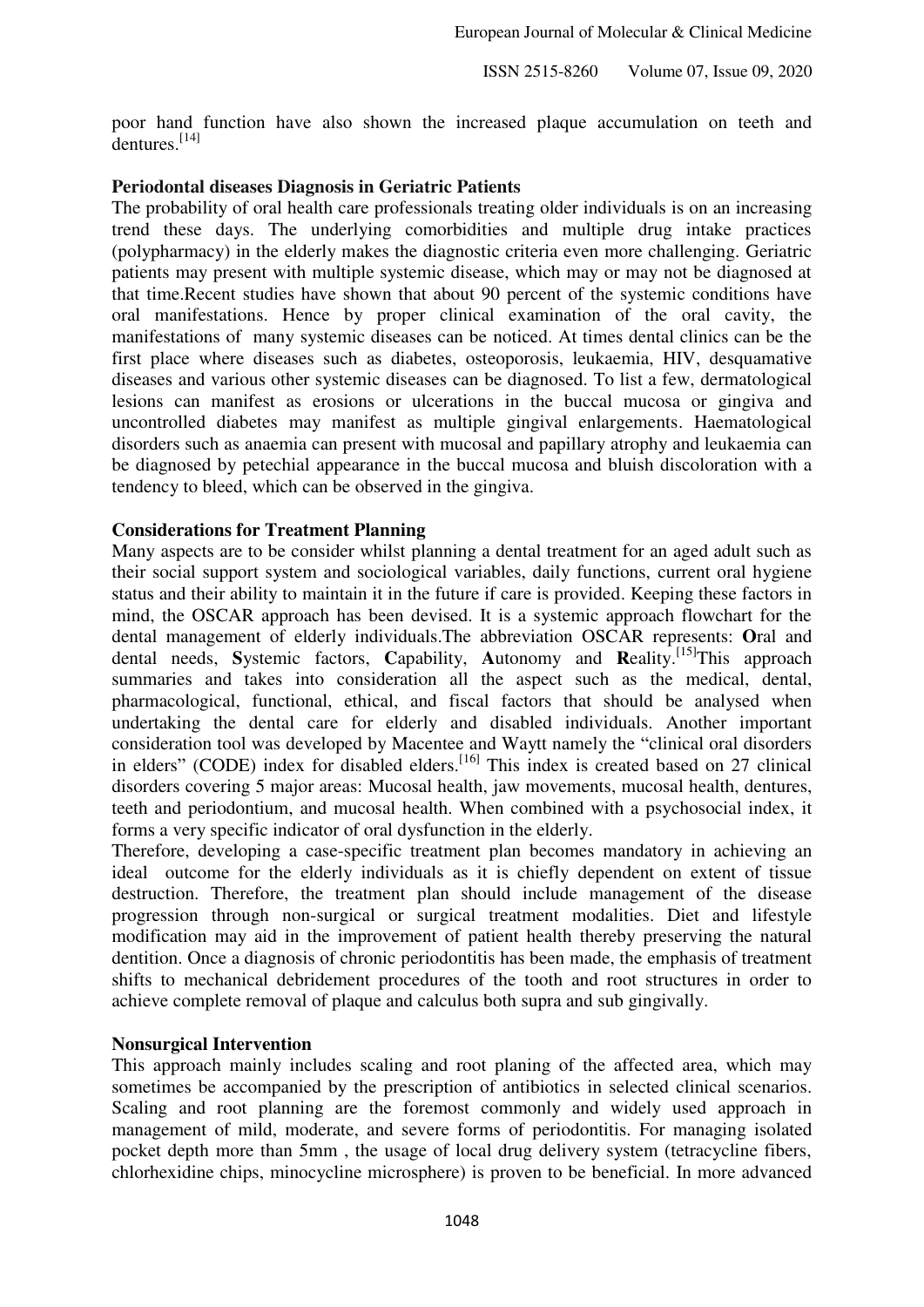poor hand function have also shown the increased plaque accumulation on teeth and dentures.[14]

**Periodontal diseases Diagnosis in Geriatric Patients**

The probability of oral health care professionals treating older individuals is on an increasing trend these days. The underlying comorbidities and multiple drug intake practices (polypharmacy) in the elderly makes the diagnostic criteria even more challenging. Geriatric patients may present with multiple systemic disease, which may or may not be diagnosed at that time.Recent studies have shown that about 90 percent of the systemic conditions have oral manifestations. Hence by proper clinical examination of the oral cavity, the manifestations of many systemic diseases can be noticed. At times dental clinics can be the first place where diseases such as diabetes, osteoporosis, leukaemia, HIV, desquamative diseases and various other systemic diseases can be diagnosed. To list a few, dermatological lesions can manifest as erosions or ulcerations in the buccal mucosa or gingiva and uncontrolled diabetes may manifest as multiple gingival enlargements. Haematological disorders such as anaemia can present with mucosal and papillary atrophy and leukaemia can be diagnosed by petechial appearance in the buccal mucosa and bluish discoloration with a tendency to bleed, which can be observed in the gingiva.

**Considerations for Treatment Planning**

Many aspects are to be consider whilst planning a dental treatment for an aged adult such as their social support system and sociological variables, daily functions, current oral hygiene status and their ability to maintain it in the future if care is provided. Keeping these factors in mind, the OSCAR approach has been devised. It is a systemic approach flowchart for the dental management of elderly individuals.The abbreviation OSCAR represents: **O**ral and dental needs, **S**ystemic factors, **C**apability, **A**utonomy and **R**eality.[15]This approach summaries and takes into consideration all the aspect such as the medical, dental, pharmacological, functional, ethical, and fiscal factors that should be analysed when undertaking the dental care for elderly and disabled individuals. Another important consideration tool was developed by Macentee and Waytt namely the "clinical oral disorders in elders" (CODE) index for disabled elders.[16] This index is created based on 27 clinical disorders covering 5 major areas: Mucosal health, jaw movements, mucosal health, dentures, teeth and periodontium, and mucosal health. When combined with a psychosocial index, it forms a very specific indicator of oral dysfunction in the elderly.

Therefore, developing a case-specific treatment plan becomes mandatory in achieving an ideal outcome for the elderly individuals as it is chiefly dependent on extent of tissue destruction. Therefore, the treatment plan should include management of the disease progression through non-surgical or surgical treatment modalities. Diet and lifestyle modification may aid in the improvement of patient health thereby preserving the natural dentition. Once a diagnosis of chronic periodontitis has been made, the emphasis of treatment shifts to mechanical debridement procedures of the tooth and root structures in order to achieve complete removal of plaque and calculus both supra and sub gingivally.

**Nonsurgical Intervention**

This approach mainly includes scaling and root planing of the affected area, which may sometimes be accompanied by the prescription of antibiotics in selected clinical scenarios. Scaling and root planning are the foremost commonly and widely used approach in management of mild, moderate, and severe forms of periodontitis. For managing isolated pocket depth more than 5mm , the usage of local drug delivery system (tetracycline fibers, chlorhexidine chips, minocycline microsphere) is proven to be beneficial. In more advanced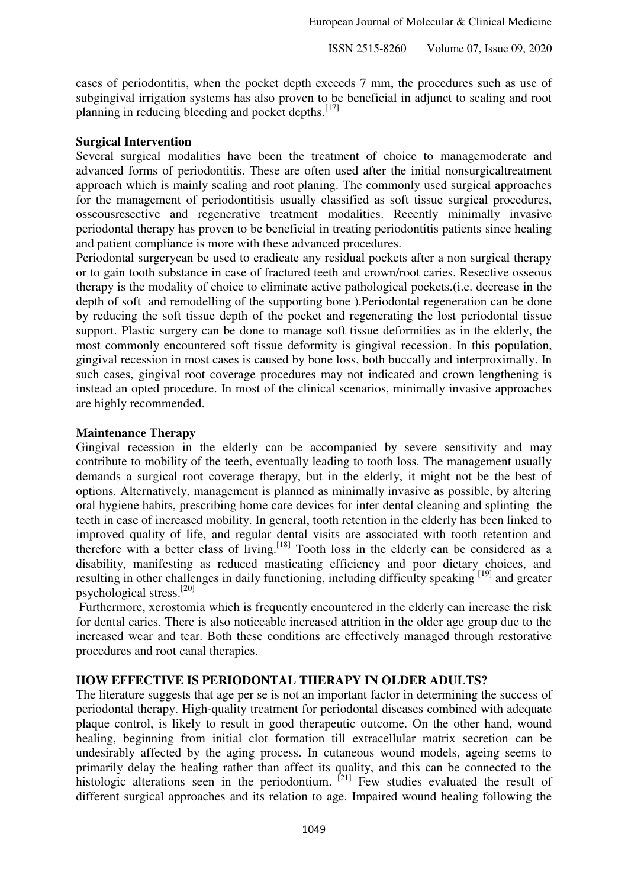cases of periodontitis, when the pocket depth exceeds 7 mm, the procedures such as use of subgingival irrigation systems has also proven to be beneficial in adjunct to scaling and root planning in reducing bleeding and pocket depths.[17]

**Surgical Intervention**

Several surgical modalities have been the treatment of choice to managemoderate and advanced forms of periodontitis. These are often used after the initial nonsurgicaltreatment approach which is mainly scaling and root planing. The commonly used surgical approaches for the management of periodontitisis usually classified as soft tissue surgical procedures, osseousresective and regenerative treatment modalities. Recently minimally invasive periodontal therapy has proven to be beneficial in treating periodontitis patients since healing and patient compliance is more with these advanced procedures.

Periodontal surgerycan be used to eradicate any residual pockets after a non surgical therapy or to gain tooth substance in case of fractured teeth and crown/root caries. Resective osseous therapy is the modality of choice to eliminate active pathological pockets.(i.e. decrease in the depth of soft and remodelling of the supporting bone ).Periodontal regeneration can be done by reducing the soft tissue depth of the pocket and regenerating the lost periodontal tissue support. Plastic surgery can be done to manage soft tissue deformities as in the elderly, the most commonly encountered soft tissue deformity is gingival recession. In this population, gingival recession in most cases is caused by bone loss, both buccally and interproximally. In such cases, gingival root coverage procedures may not indicated and crown lengthening is instead an opted procedure. In most of the clinical scenarios, minimally invasive approaches are highly recommended.

**Maintenance Therapy**

Gingival recession in the elderly can be accompanied by severe sensitivity and may contribute to mobility of the teeth, eventually leading to tooth loss. The management usually demands a surgical root coverage therapy, but in the elderly, it might not be the best of options. Alternatively, management is planned as minimally invasive as possible, by altering oral hygiene habits, prescribing home care devices for inter dental cleaning and splinting the teeth in case of increased mobility. In general, tooth retention in the elderly has been linked to improved quality of life, and regular dental visits are associated with tooth retention and therefore with a better class of living.[18] Tooth loss in the elderly can be considered as a disability, manifesting as reduced masticating efficiency and poor dietary choices, and resulting in other challenges in daily functioning, including difficulty speaking [19] and greater psychological stress.[20]

Furthermore, xerostomia which is frequently encountered in the elderly can increase the risk for dental caries. There is also noticeable increased attrition in the older age group due to the increased wear and tear. Both these conditions are effectively managed through restorative procedures and root canal therapies.

## HOW EFFECTIVE IS PERIODONTAL THERAPY IN OLDER ADULTS?

The literature suggests that age per se is not an important factor in determining the success of periodontal therapy. High-quality treatment for periodontal diseases combined with adequate plaque control, is likely to result in good therapeutic outcome. On the other hand, wound healing, beginning from initial clot formation till extracellular matrix secretion can be undesirably affected by the aging process. In cutaneous wound models, ageing seems to primarily delay the healing rather than affect its quality, and this can be connected to the histologic alterations seen in the periodontium. [21] Few studies evaluated the result of different surgical approaches and its relation to age. Impaired wound healing following the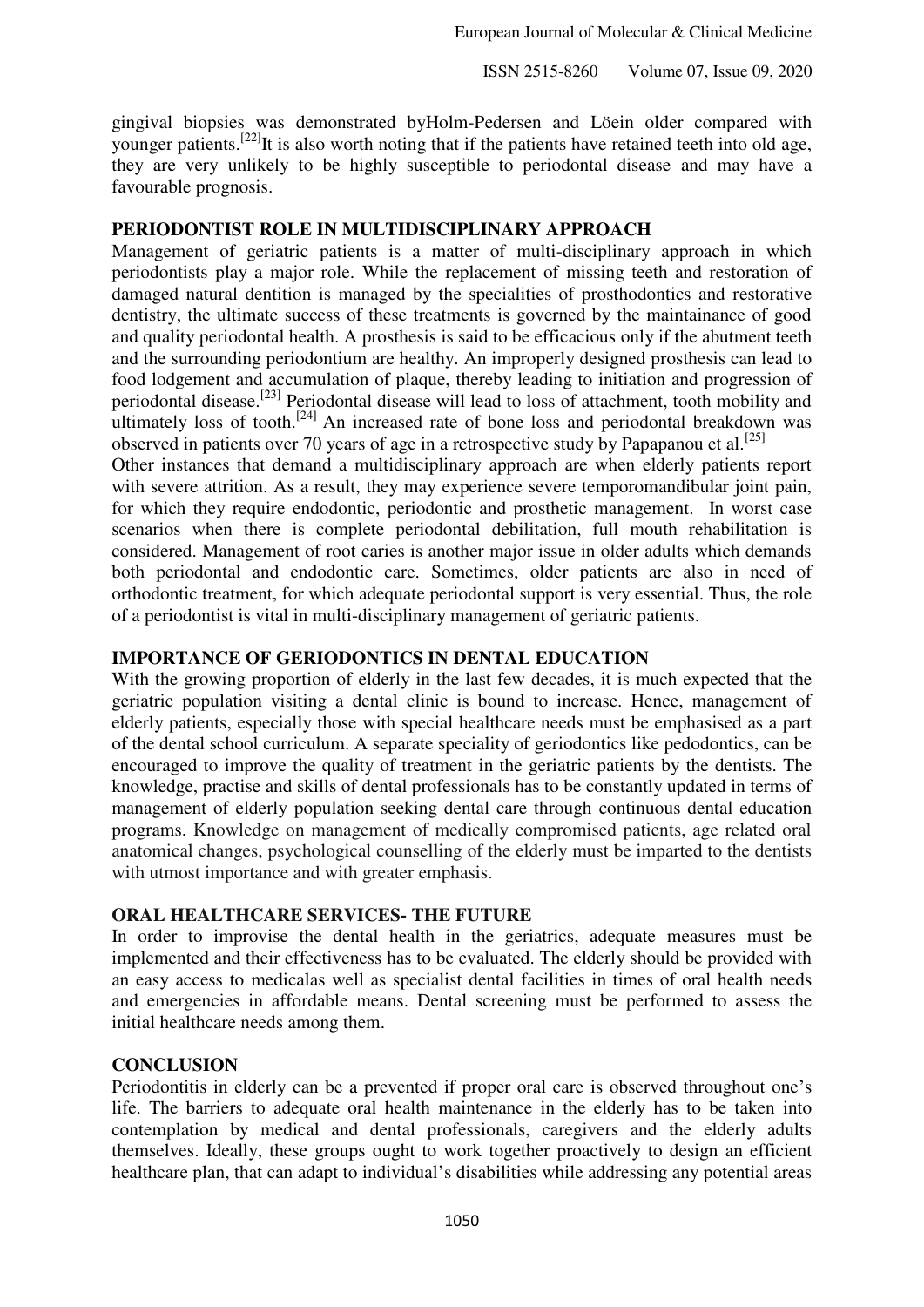gingival biopsies was demonstrated byHolm-Pedersen and Löein older compared with younger patients.[22]It is also worth noting that if the patients have retained teeth into old age, they are very unlikely to be highly susceptible to periodontal disease and may have a favourable prognosis.

## PERIODONTIST ROLE IN MULTIDISCIPLINARY APPROACH

Management of geriatric patients is a matter of multi-disciplinary approach in which periodontists play a major role. While the replacement of missing teeth and restoration of damaged natural dentition is managed by the specialities of prosthodontics and restorative dentistry, the ultimate success of these treatments is governed by the maintainance of good and quality periodontal health. A prosthesis is said to be efficacious only if the abutment teeth and the surrounding periodontium are healthy. An improperly designed prosthesis can lead to food lodgement and accumulation of plaque, thereby leading to initiation and progression of periodontal disease.[23] Periodontal disease will lead to loss of attachment, tooth mobility and ultimately loss of tooth.[24] An increased rate of bone loss and periodontal breakdown was observed in patients over 70 years of age in a retrospective study by Papapanou et al.[25]

Other instances that demand a multidisciplinary approach are when elderly patients report with severe attrition. As a result, they may experience severe temporomandibular joint pain, for which they require endodontic, periodontic and prosthetic management. In worst case scenarios when there is complete periodontal debilitation, full mouth rehabilitation is considered. Management of root caries is another major issue in older adults which demands both periodontal and endodontic care. Sometimes, older patients are also in need of orthodontic treatment, for which adequate periodontal support is very essential. Thus, the role of a periodontist is vital in multi-disciplinary management of geriatric patients.

## IMPORTANCE OF GERIODONTICS IN DENTAL EDUCATION

With the growing proportion of elderly in the last few decades, it is much expected that the geriatric population visiting a dental clinic is bound to increase. Hence, management of elderly patients, especially those with special healthcare needs must be emphasised as a part of the dental school curriculum. A separate speciality of geriodontics like pedodontics, can be encouraged to improve the quality of treatment in the geriatric patients by the dentists. The knowledge, practise and skills of dental professionals has to be constantly updated in terms of management of elderly population seeking dental care through continuous dental education programs. Knowledge on management of medically compromised patients, age related oral anatomical changes, psychological counselling of the elderly must be imparted to the dentists with utmost importance and with greater emphasis.

## ORAL HEALTHCARE SERVICES- THE FUTURE

In order to improvise the dental health in the geriatrics, adequate measures must be implemented and their effectiveness has to be evaluated. The elderly should be provided with an easy access to medicalas well as specialist dental facilities in times of oral health needs and emergencies in affordable means. Dental screening must be performed to assess the initial healthcare needs among them.

## CONCLUSION

Periodontitis in elderly can be a prevented if proper oral care is observed throughout one's life. The barriers to adequate oral health maintenance in the elderly has to be taken into contemplation by medical and dental professionals, caregivers and the elderly adults themselves. Ideally, these groups ought to work together proactively to design an efficient healthcare plan, that can adapt to individual's disabilities while addressing any potential areas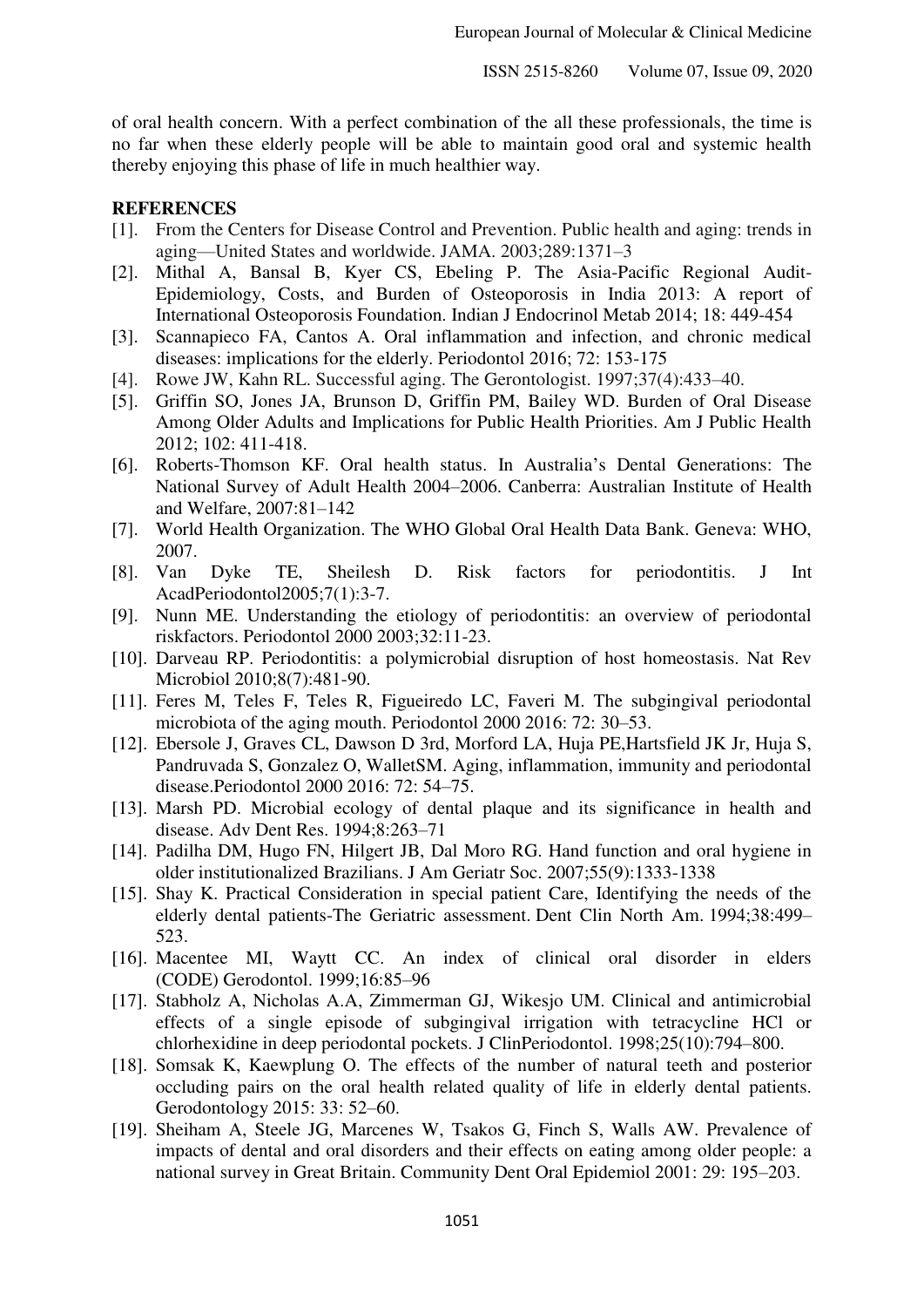of oral health concern. With a perfect combination of the all these professionals, the time is no far when these elderly people will be able to maintain good oral and systemic health thereby enjoying this phase of life in much healthier way.

**REFERENCES**

[1]. From the Centers for Disease Control and Prevention. Public health and aging: trends in aging—United States and worldwide. JAMA. 2003;289:1371–3

[2]. Mithal A, Bansal B, Kyer CS, Ebeling P. The Asia-Pacific Regional Audit-Epidemiology, Costs, and Burden of Osteoporosis in India 2013: A report of International Osteoporosis Foundation. Indian J Endocrinol Metab 2014; 18: 449-454

[3]. Scannapieco FA, Cantos A. Oral inflammation and infection, and chronic medical diseases: implications for the elderly. Periodontol 2016; 72: 153-175

[4]. Rowe JW, Kahn RL. Successful aging. The Gerontologist. 1997;37(4):433–40.

[5]. Griffin SO, Jones JA, Brunson D, Griffin PM, Bailey WD. Burden of Oral Disease Among Older Adults and Implications for Public Health Priorities. Am J Public Health 2012; 102: 411-418.

[6]. Roberts-Thomson KF. Oral health status. In Australia's Dental Generations: The National Survey of Adult Health 2004–2006. Canberra: Australian Institute of Health and Welfare, 2007:81–142

[7]. World Health Organization. The WHO Global Oral Health Data Bank. Geneva: WHO, 2007.

[8]. Van Dyke TE, Sheilesh D. Risk factors for periodontitis. J Int AcadPeriodontol2005;7(1):3-7.

[9]. Nunn ME. Understanding the etiology of periodontitis: an overview of periodontal riskfactors. Periodontol 2000 2003;32:11-23.

[10]. Darveau RP. Periodontitis: a polymicrobial disruption of host homeostasis. Nat Rev Microbiol 2010;8(7):481-90.

[11]. Feres M, Teles F, Teles R, Figueiredo LC, Faveri M. The subgingival periodontal microbiota of the aging mouth. Periodontol 2000 2016: 72: 30–53.

[12]. Ebersole J, Graves CL, Dawson D 3rd, Morford LA, Huja PE,Hartsfield JK Jr, Huja S, Pandruvada S, Gonzalez O, WalletSM. Aging, inflammation, immunity and periodontal disease.Periodontol 2000 2016: 72: 54–75.

[13]. Marsh PD. Microbial ecology of dental plaque and its significance in health and disease. Adv Dent Res. 1994;8:263–71

[14]. Padilha DM, Hugo FN, Hilgert JB, Dal Moro RG. Hand function and oral hygiene in older institutionalized Brazilians. J Am Geriatr Soc. 2007;55(9):1333-1338

[15]. Shay K. Practical Consideration in special patient Care, Identifying the needs of the elderly dental patients-The Geriatric assessment. Dent Clin North Am. 1994;38:499–523.

[16]. Macentee MI, Waytt CC. An index of clinical oral disorder in elders (CODE) Gerodontol. 1999;16:85–96

[17]. Stabholz A, Nicholas A.A, Zimmerman GJ, Wikesjo UM. Clinical and antimicrobial effects of a single episode of subgingival irrigation with tetracycline HCl or chlorhexidine in deep periodontal pockets. J ClinPeriodontol. 1998;25(10):794–800.

[18]. Somsak K, Kaewplung O. The effects of the number of natural teeth and posterior occluding pairs on the oral health related quality of life in elderly dental patients. Gerodontology 2015: 33: 52–60.

[19]. Sheiham A, Steele JG, Marcenes W, Tsakos G, Finch S, Walls AW. Prevalence of impacts of dental and oral disorders and their effects on eating among older people: a national survey in Great Britain. Community Dent Oral Epidemiol 2001: 29: 195–203.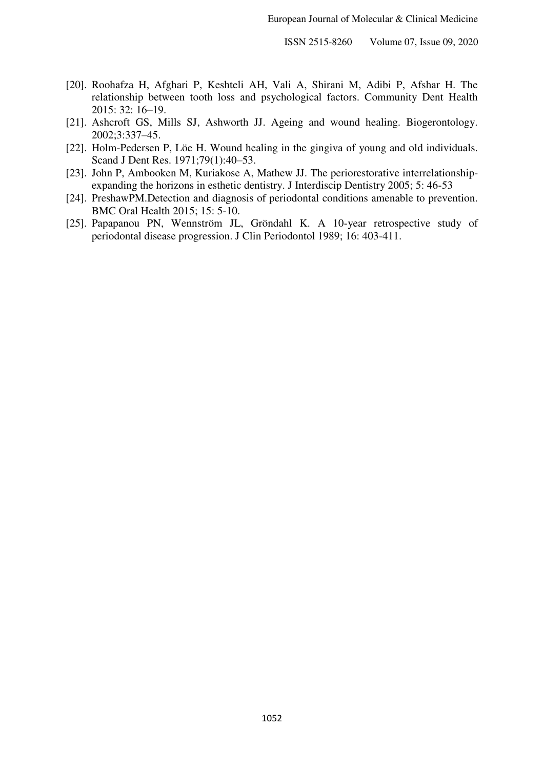[20]. Roohafza H, Afghari P, Keshteli AH, Vali A, Shirani M, Adibi P, Afshar H. The relationship between tooth loss and psychological factors. Community Dent Health 2015: 32: 16–19.

[21]. Ashcroft GS, Mills SJ, Ashworth JJ. Ageing and wound healing. Biogerontology. 2002;3:337–45.

[22]. Holm-Pedersen P, Löe H. Wound healing in the gingiva of young and old individuals. Scand J Dent Res. 1971;79(1):40–53.

[23]. John P, Ambooken M, Kuriakose A, Mathew JJ. The periorestorative interrelationship-expanding the horizons in esthetic dentistry. J Interdiscip Dentistry 2005; 5: 46-53

[24]. PreshawPM.Detection and diagnosis of periodontal conditions amenable to prevention. BMC Oral Health 2015; 15: 5-10.

[25]. Papapanou PN, Wennström JL, Gröndahl K. A 10-year retrospective study of periodontal disease progression. J Clin Periodontol 1989; 16: 403-411.